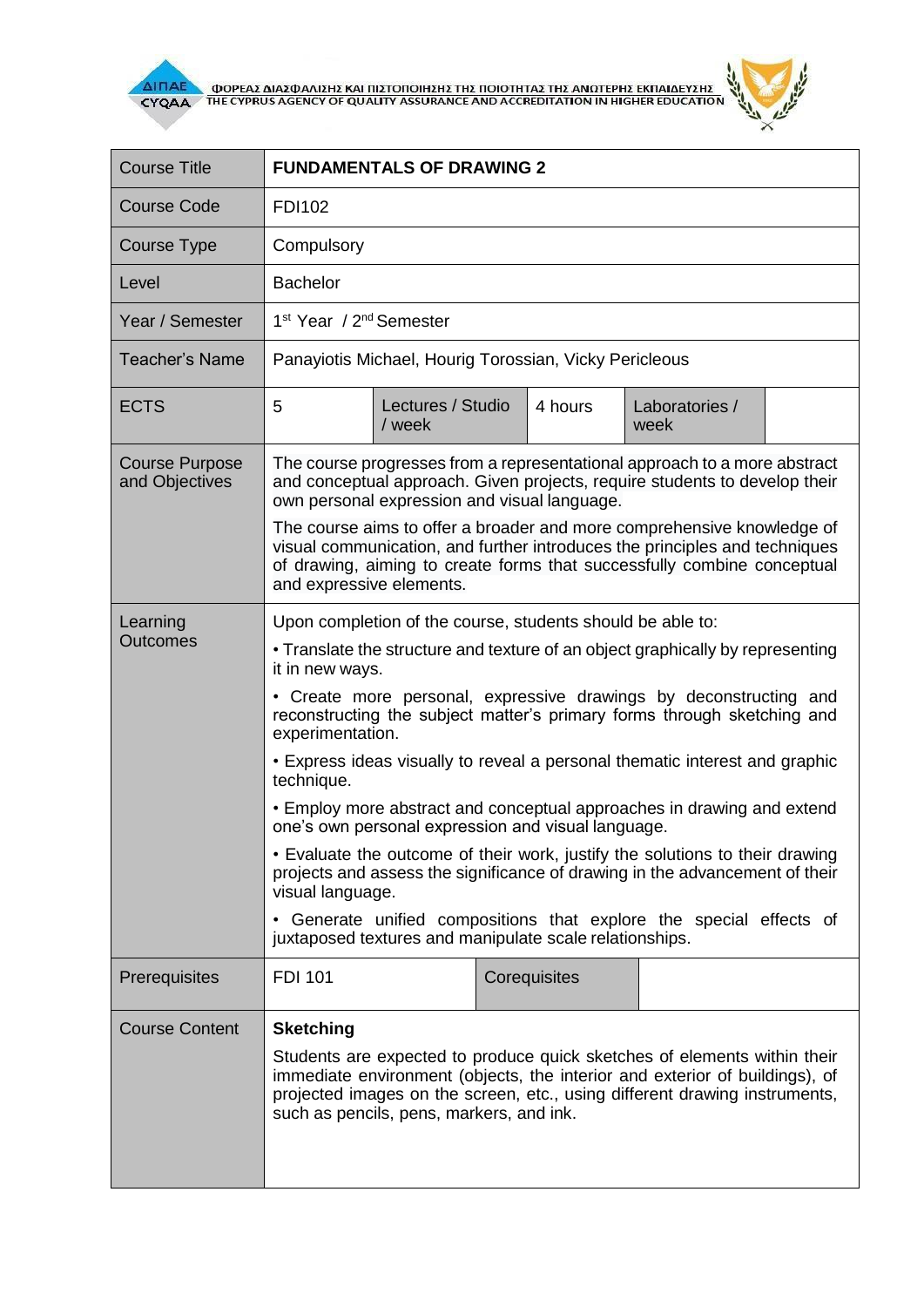ΦΟΡΕΑΣ ΔΙΑΣΦΑΛΙΣΗΣ ΚΑΙ ΠΙΣΤΟΠΟΙΗΣΗΣ ΤΗΣ ΠΟΙΟΤΗΤΑΣ ΤΗΣ ΑΝΩΤΕΡΗΣ ΕΚΠΑΙΔΕΥΣΗΣ
THE CYPRUS AGENCY OF QUALITY ASSURANCE AND ACCREDITATION IN HIGHER EDUCATION

| Course Title | **FUNDAMENTALS OF DRAWING 2** | | | | |
|---|---|---|---|---|---|
| Course Code | FDI102 | | | | |
| Course Type | Compulsory | | | | |
| Level | Bachelor | | | | |
| Year / Semester | 1st Year / 2nd Semester | | | | |
| Teacher's Name | Panayiotis Michael, Hourig Torossian, Vicky Pericleous | | | | |
| ECTS | 5 | Lectures / Studio / week | 4 hours | Laboratories / week | |
| Course Purpose and Objectives | The course progresses from a representational approach to a more abstract and conceptual approach. Given projects, require students to develop their own personal expression and visual language.<br><br>The course aims to offer a broader and more comprehensive knowledge of visual communication, and further introduces the principles and techniques of drawing, aiming to create forms that successfully combine conceptual and expressive elements. | | | | |
| Learning Outcomes | Upon completion of the course, students should be able to:<br><br>• Translate the structure and texture of an object graphically by representing it in new ways.<br><br>• Create more personal, expressive drawings by deconstructing and reconstructing the subject matter's primary forms through sketching and experimentation.<br><br>• Express ideas visually to reveal a personal thematic interest and graphic technique.<br><br>• Employ more abstract and conceptual approaches in drawing and extend one's own personal expression and visual language.<br><br>• Evaluate the outcome of their work, justify the solutions to their drawing projects and assess the significance of drawing in the advancement of their visual language.<br><br>• Generate unified compositions that explore the special effects of juxtaposed textures and manipulate scale relationships. | | | | |
| Prerequisites | FDI 101 | Corequisites | | | |
| Course Content | **Sketching**<br><br>Students are expected to produce quick sketches of elements within their immediate environment (objects, the interior and exterior of buildings), of projected images on the screen, etc., using different drawing instruments, such as pencils, pens, markers, and ink. | | | | |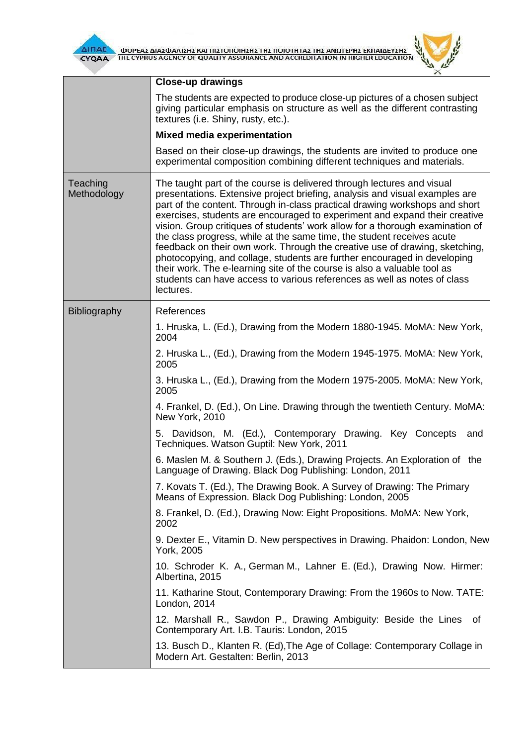| | |
|---|---|
| | **Close-up drawings**<br>The students are expected to produce close-up pictures of a chosen subject giving particular emphasis on structure as well as the different contrasting textures (i.e. Shiny, rusty, etc.).<br>**Mixed media experimentation**<br>Based on their close-up drawings, the students are invited to produce one experimental composition combining different techniques and materials. |
| Teaching Methodology | The taught part of the course is delivered through lectures and visual presentations. Extensive project briefing, analysis and visual examples are part of the content. Through in-class practical drawing workshops and short exercises, students are encouraged to experiment and expand their creative vision. Group critiques of students' work allow for a thorough examination of the class progress, while at the same time, the student receives acute feedback on their own work. Through the creative use of drawing, sketching, photocopying, and collage, students are further encouraged in developing their work. The e-learning site of the course is also a valuable tool as students can have access to various references as well as notes of class lectures. |
| Bibliography | References<br>1. Hruska, L. (Ed.), Drawing from the Modern 1880-1945. MoMA: New York, 2004<br>2. Hruska L., (Ed.), Drawing from the Modern 1945-1975. MoMA: New York, 2005<br>3. Hruska L., (Ed.), Drawing from the Modern 1975-2005. MoMA: New York, 2005<br>4. Frankel, D. (Ed.), On Line. Drawing through the twentieth Century. MoMA: New York, 2010<br>5. Davidson, M. (Ed.), Contemporary Drawing. Key Concepts and Techniques. Watson Guptil: New York, 2011<br>6. Maslen M. & Southern J. (Eds.), Drawing Projects. An Exploration of the Language of Drawing. Black Dog Publishing: London, 2011<br>7. Kovats T. (Ed.), The Drawing Book. A Survey of Drawing: The Primary Means of Expression. Black Dog Publishing: London, 2005<br>8. Frankel, D. (Ed.), Drawing Now: Eight Propositions. MoMA: New York, 2002<br>9. Dexter E., Vitamin D. New perspectives in Drawing. Phaidon: London, New York, 2005<br>10. Schroder K. A., German M., Lahner E. (Ed.), Drawing Now. Hirmer: Albertina, 2015<br>11. Katharine Stout, Contemporary Drawing: From the 1960s to Now. TATE: London, 2014<br>12. Marshall R., Sawdon P., Drawing Ambiguity: Beside the Lines of Contemporary Art. I.B. Tauris: London, 2015<br>13. Busch D., Klanten R. (Ed),The Age of Collage: Contemporary Collage in Modern Art. Gestalten: Berlin, 2013 |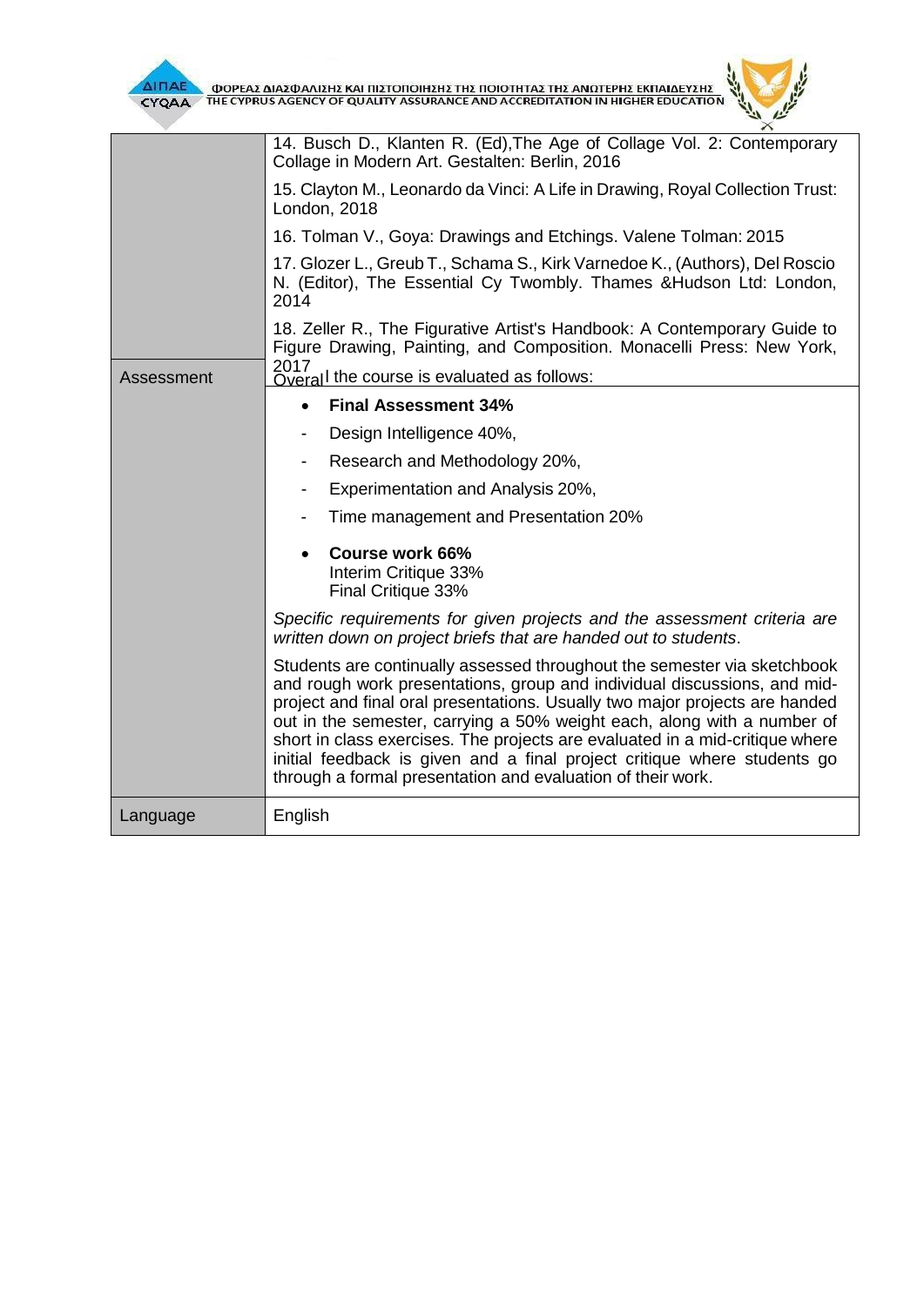| | |
|---|---|
| | 14. Busch D., Klanten R. (Ed),The Age of Collage Vol. 2: Contemporary Collage in Modern Art. Gestalten: Berlin, 2016<br><br>15. Clayton M., Leonardo da Vinci: A Life in Drawing, Royal Collection Trust: London, 2018<br><br>16. Tolman V., Goya: Drawings and Etchings. Valene Tolman: 2015<br><br>17. Glozer L., Greub T., Schama S., Kirk Varnedoe K., (Authors), Del Roscio N. (Editor), The Essential Cy Twombly. Thames &Hudson Ltd: London, 2014<br><br>18. Zeller R., The Figurative Artist's Handbook: A Contemporary Guide to Figure Drawing, Painting, and Composition. Monacelli Press: New York, 2017 |
| Assessment | Overall the course is evaluated as follows:<br><br>• **Final Assessment 34%**<br>- Design Intelligence 40%,<br>- Research and Methodology 20%,<br>- Experimentation and Analysis 20%,<br>- Time management and Presentation 20%<br><br>• **Course work 66%**<br>Interim Critique 33%<br>Final Critique 33%<br><br>*Specific requirements for given projects and the assessment criteria are written down on project briefs that are handed out to students*.<br><br>Students are continually assessed throughout the semester via sketchbook and rough work presentations, group and individual discussions, and mid-project and final oral presentations. Usually two major projects are handed out in the semester, carrying a 50% weight each, along with a number of short in class exercises. The projects are evaluated in a mid-critique where initial feedback is given and a final project critique where students go through a formal presentation and evaluation of their work. |
| Language | English |